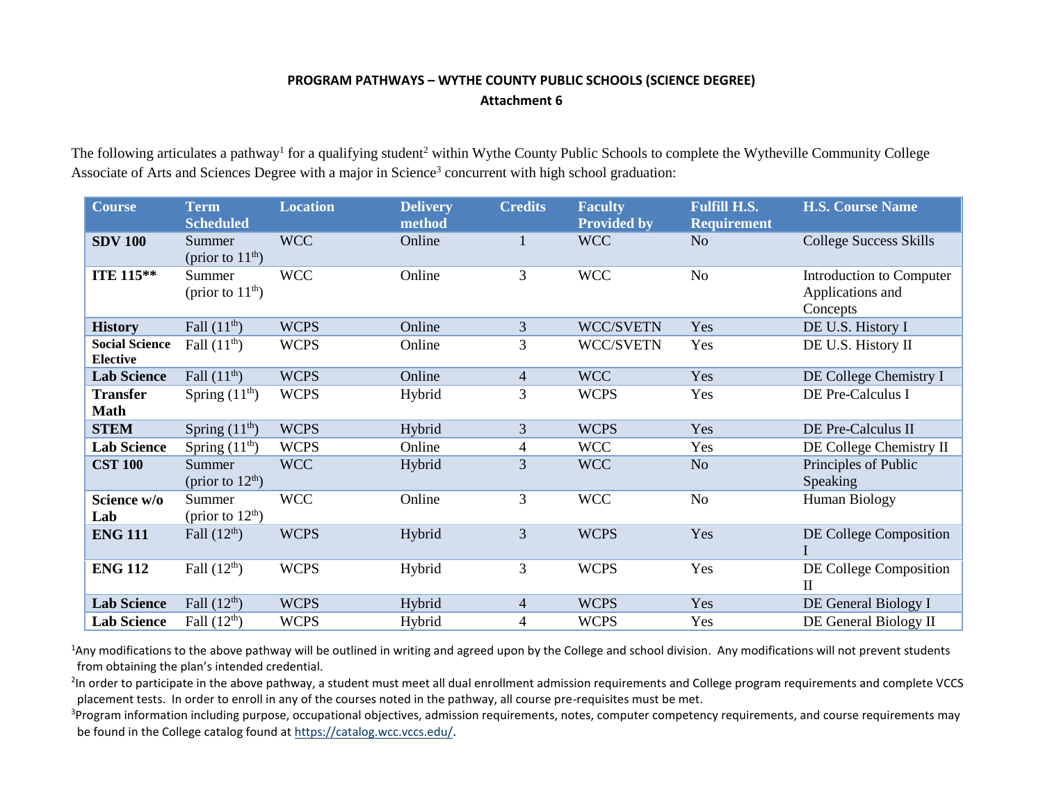# PROGRAM PATHWAYS – WYTHE COUNTY PUBLIC SCHOOLS (SCIENCE DEGREE)

## Attachment 6

The following articulates a pathway[1] for a qualifying student[2] within Wythe County Public Schools to complete the Wytheville Community College Associate of Arts and Sciences Degree with a major in Science[3] concurrent with high school graduation:

| Course | Term Scheduled | Location | Delivery method | Credits | Faculty Provided by | Fulfill H.S. Requirement | H.S. Course Name |
|---|---|---|---|---|---|---|---|
| **SDV 100** | Summer (prior to 11th) | WCC | Online | 1 | WCC | No | College Success Skills |
| **ITE 115**** | Summer (prior to 11th) | WCC | Online | 3 | WCC | No | Introduction to Computer Applications and Concepts |
| **History** | Fall (11th) | WCPS | Online | 3 | WCC/SVETN | Yes | DE U.S. History I |
| **Social Science Elective** | Fall (11th) | WCPS | Online | 3 | WCC/SVETN | Yes | DE U.S. History II |
| **Lab Science** | Fall (11th) | WCPS | Online | 4 | WCC | Yes | DE College Chemistry I |
| **Transfer Math** | Spring (11th) | WCPS | Hybrid | 3 | WCPS | Yes | DE Pre-Calculus I |
| **STEM** | Spring (11th) | WCPS | Hybrid | 3 | WCPS | Yes | DE Pre-Calculus II |
| **Lab Science** | Spring (11th) | WCPS | Online | 4 | WCC | Yes | DE College Chemistry II |
| **CST 100** | Summer (prior to 12th) | WCC | Hybrid | 3 | WCC | No | Principles of Public Speaking |
| **Science w/o Lab** | Summer (prior to 12th) | WCC | Online | 3 | WCC | No | Human Biology |
| **ENG 111** | Fall (12th) | WCPS | Hybrid | 3 | WCPS | Yes | DE College Composition I |
| **ENG 112** | Fall (12th) | WCPS | Hybrid | 3 | WCPS | Yes | DE College Composition II |
| **Lab Science** | Fall (12th) | WCPS | Hybrid | 4 | WCPS | Yes | DE General Biology I |
| **Lab Science** | Fall (12th) | WCPS | Hybrid | 4 | WCPS | Yes | DE General Biology II |

[1]Any modifications to the above pathway will be outlined in writing and agreed upon by the College and school division. Any modifications will not prevent students from obtaining the plan's intended credential.

[2]In order to participate in the above pathway, a student must meet all dual enrollment admission requirements and College program requirements and complete VCCS placement tests. In order to enroll in any of the courses noted in the pathway, all course pre-requisites must be met.

[3]Program information including purpose, occupational objectives, admission requirements, notes, computer competency requirements, and course requirements may be found in the College catalog found at https://catalog.wcc.vccs.edu/.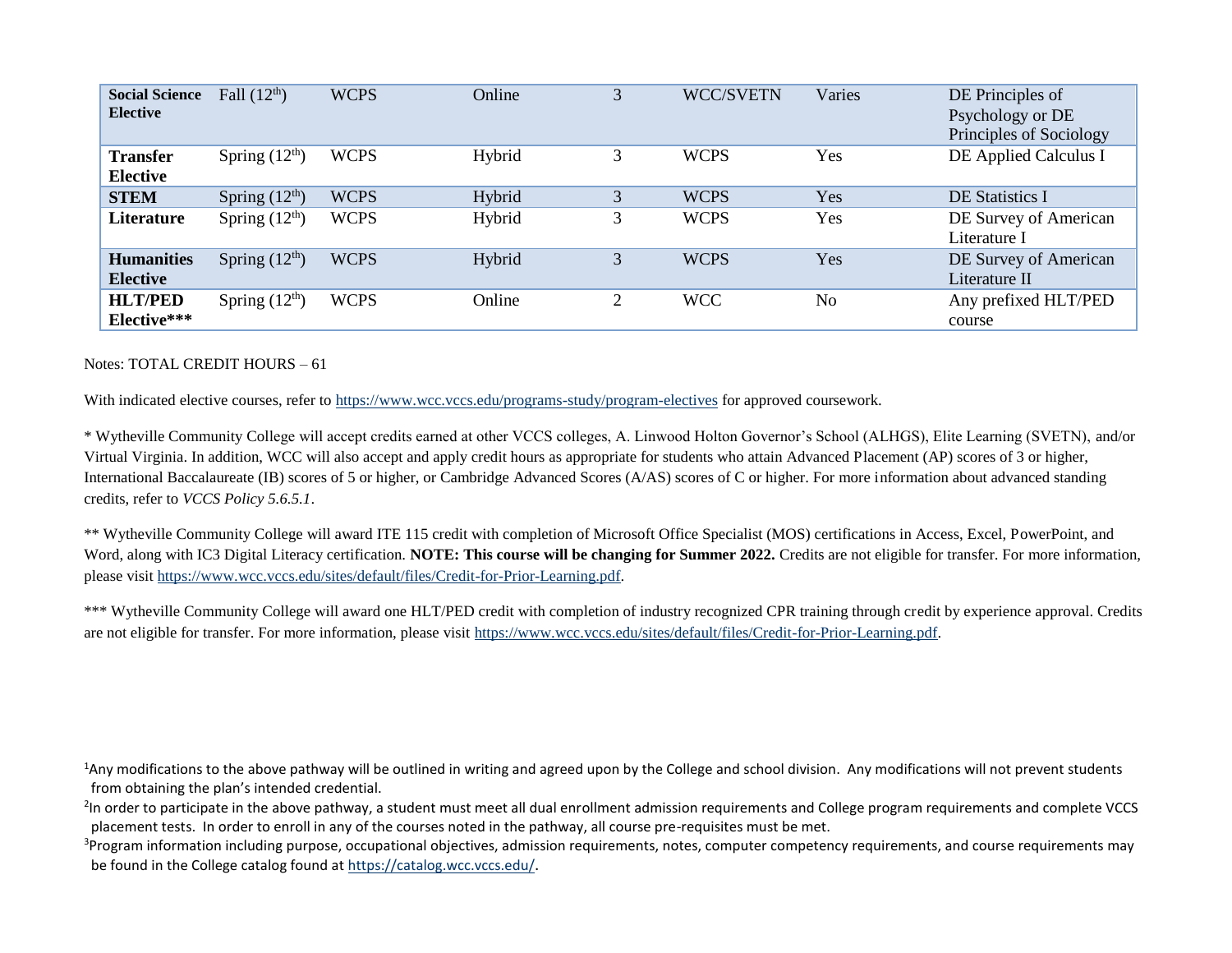| | | | | | | | |
|---|---|---|---|---|---|---|---|
| **Social Science Elective** | Fall (12th) | WCPS | Online | 3 | WCC/SVETN | Varies | DE Principles of Psychology or DE Principles of Sociology |
| **Transfer Elective** | Spring (12th) | WCPS | Hybrid | 3 | WCPS | Yes | DE Applied Calculus I |
| **STEM** | Spring (12th) | WCPS | Hybrid | 3 | WCPS | Yes | DE Statistics I |
| **Literature** | Spring (12th) | WCPS | Hybrid | 3 | WCPS | Yes | DE Survey of American Literature I |
| **Humanities Elective** | Spring (12th) | WCPS | Hybrid | 3 | WCPS | Yes | DE Survey of American Literature II |
| **HLT/PED Elective*** ** | Spring (12th) | WCPS | Online | 2 | WCC | No | Any prefixed HLT/PED course |

Notes: TOTAL CREDIT HOURS – 61

With indicated elective courses, refer to https://www.wcc.vccs.edu/programs-study/program-electives for approved coursework.

* Wytheville Community College will accept credits earned at other VCCS colleges, A. Linwood Holton Governor's School (ALHGS), Elite Learning (SVETN), and/or Virtual Virginia. In addition, WCC will also accept and apply credit hours as appropriate for students who attain Advanced Placement (AP) scores of 3 or higher, International Baccalaureate (IB) scores of 5 or higher, or Cambridge Advanced Scores (A/AS) scores of C or higher. For more information about advanced standing credits, refer to *VCCS Policy 5.6.5.1*.

** Wytheville Community College will award ITE 115 credit with completion of Microsoft Office Specialist (MOS) certifications in Access, Excel, PowerPoint, and Word, along with IC3 Digital Literacy certification. **NOTE: This course will be changing for Summer 2022.** Credits are not eligible for transfer. For more information, please visit https://www.wcc.vccs.edu/sites/default/files/Credit-for-Prior-Learning.pdf.

*** Wytheville Community College will award one HLT/PED credit with completion of industry recognized CPR training through credit by experience approval. Credits are not eligible for transfer. For more information, please visit https://www.wcc.vccs.edu/sites/default/files/Credit-for-Prior-Learning.pdf.

[1] Any modifications to the above pathway will be outlined in writing and agreed upon by the College and school division. Any modifications will not prevent students from obtaining the plan's intended credential.

[2] In order to participate in the above pathway, a student must meet all dual enrollment admission requirements and College program requirements and complete VCCS placement tests. In order to enroll in any of the courses noted in the pathway, all course pre-requisites must be met.

[3] Program information including purpose, occupational objectives, admission requirements, notes, computer competency requirements, and course requirements may be found in the College catalog found at https://catalog.wcc.vccs.edu/.